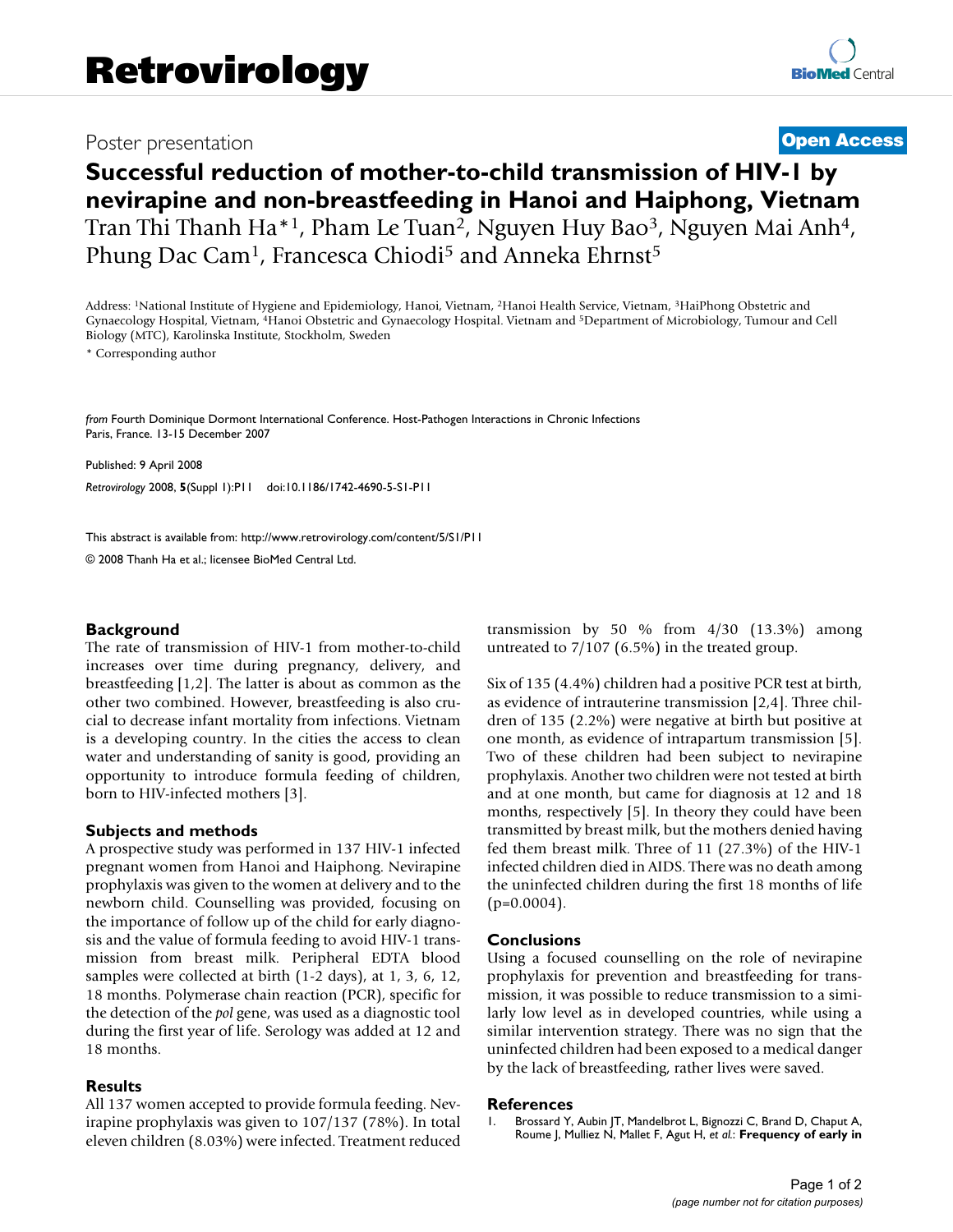Poster presentation

**Open Access**

# Successful reduction of mother-to-child transmission of HIV-1 by nevirapine and non-breastfeeding in Hanoi and Haiphong, Vietnam

Tran Thi Thanh Ha*[1], Pham Le Tuan[2], Nguyen Huy Bao[3], Nguyen Mai Anh[4], Phung Dac Cam[1], Francesca Chiodi[5] and Anneka Ehrnst[5]

Address: [1]National Institute of Hygiene and Epidemiology, Hanoi, Vietnam, [2]Hanoi Health Service, Vietnam, [3]HaiPhong Obstetric and Gynaecology Hospital, Vietnam, [4]Hanoi Obstetric and Gynaecology Hospital. Vietnam and [5]Department of Microbiology, Tumour and Cell Biology (MTC), Karolinska Institute, Stockholm, Sweden

\* Corresponding author

*from* Fourth Dominique Dormont International Conference. Host-Pathogen Interactions in Chronic Infections
Paris, France. 13-15 December 2007

Published: 9 April 2008

*Retrovirology* 2008, **5**(Suppl 1):P11 doi:10.1186/1742-4690-5-S1-P11

This abstract is available from: http://www.retrovirology.com/content/5/S1/P11

© 2008 Thanh Ha et al.; licensee BioMed Central Ltd.

## Background

The rate of transmission of HIV-1 from mother-to-child increases over time during pregnancy, delivery, and breastfeeding [1,2]. The latter is about as common as the other two combined. However, breastfeeding is also crucial to decrease infant mortality from infections. Vietnam is a developing country. In the cities the access to clean water and understanding of sanity is good, providing an opportunity to introduce formula feeding of children, born to HIV-infected mothers [3].

## Subjects and methods

A prospective study was performed in 137 HIV-1 infected pregnant women from Hanoi and Haiphong. Nevirapine prophylaxis was given to the women at delivery and to the newborn child. Counselling was provided, focusing on the importance of follow up of the child for early diagnosis and the value of formula feeding to avoid HIV-1 transmission from breast milk. Peripheral EDTA blood samples were collected at birth (1-2 days), at 1, 3, 6, 12, 18 months. Polymerase chain reaction (PCR), specific for the detection of the *pol* gene, was used as a diagnostic tool during the first year of life. Serology was added at 12 and 18 months.

## Results

All 137 women accepted to provide formula feeding. Nevirapine prophylaxis was given to 107/137 (78%). In total eleven children (8.03%) were infected. Treatment reduced transmission by 50 % from 4/30 (13.3%) among untreated to 7/107 (6.5%) in the treated group.

Six of 135 (4.4%) children had a positive PCR test at birth, as evidence of intrauterine transmission [2,4]. Three children of 135 (2.2%) were negative at birth but positive at one month, as evidence of intrapartum transmission [5]. Two of these children had been subject to nevirapine prophylaxis. Another two children were not tested at birth and at one month, but came for diagnosis at 12 and 18 months, respectively [5]. In theory they could have been transmitted by breast milk, but the mothers denied having fed them breast milk. Three of 11 (27.3%) of the HIV-1 infected children died in AIDS. There was no death among the uninfected children during the first 18 months of life ($p=0.0004$).

## Conclusions

Using a focused counselling on the role of nevirapine prophylaxis for prevention and breastfeeding for transmission, it was possible to reduce transmission to a similarly low level as in developed countries, while using a similar intervention strategy. There was no sign that the uninfected children had been exposed to a medical danger by the lack of breastfeeding, rather lives were saved.

## References

1. Brossard Y, Aubin JT, Mandelbrot L, Bignozzi C, Brand D, Chaput A, Roume J, Mulliez N, Mallet F, Agut H, *et al.*: **Frequency of early in**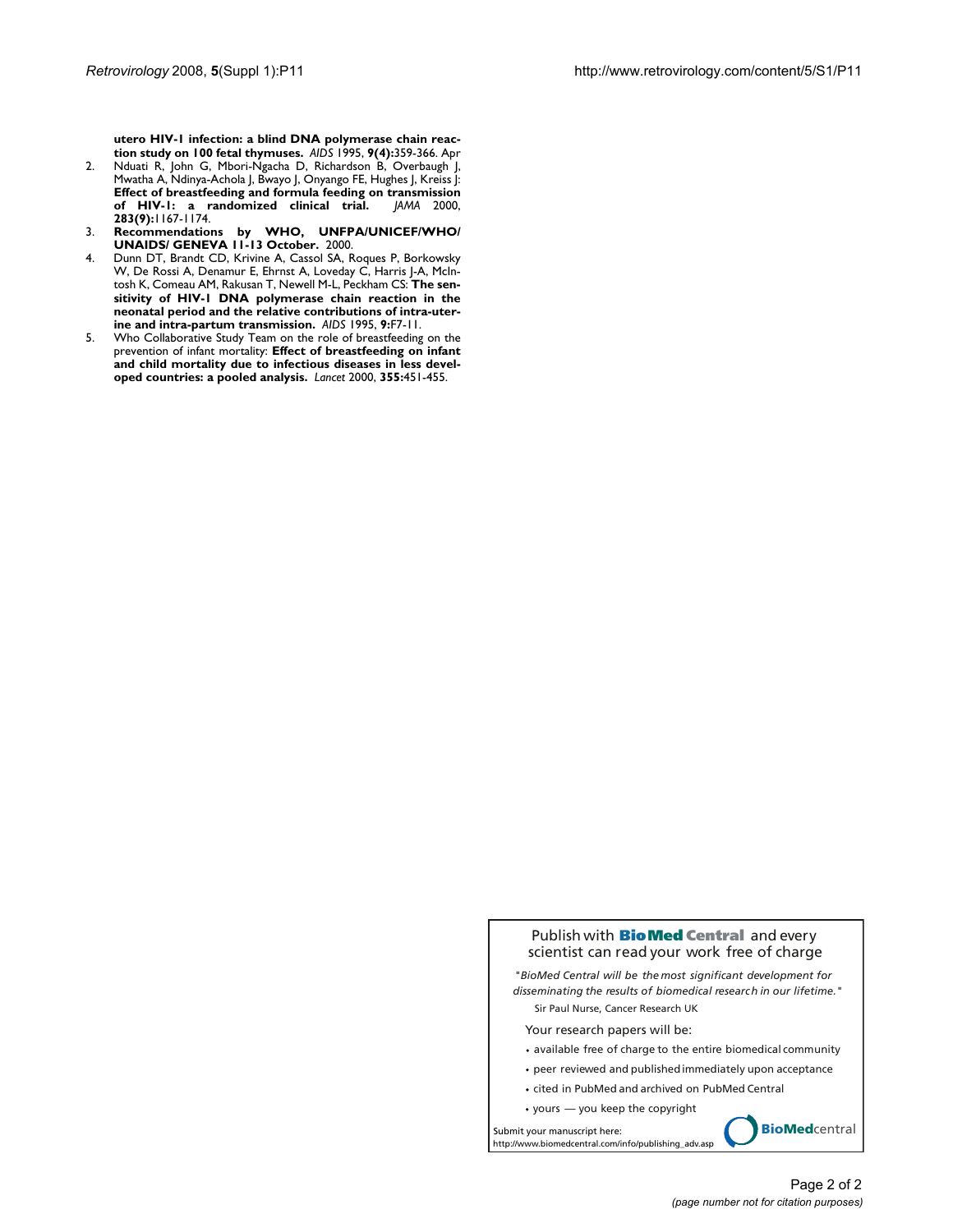**utero HIV-1 infection: a blind DNA polymerase chain reaction study on 100 fetal thymuses.** *AIDS* 1995, **9(4):**359-366. Apr

2. Nduati R, John G, Mbori-Ngacha D, Richardson B, Overbaugh J, Mwatha A, Ndinya-Achola J, Bwayo J, Onyango FE, Hughes J, Kreiss J: **Effect of breastfeeding and formula feeding on transmission of HIV-1: a randomized clinical trial.** *JAMA* 2000, **283(9):**1167-1174.
3. **Recommendations by WHO, UNFPA/UNICEF/WHO/UNAIDS/ GENEVA 11-13 October.** 2000.
4. Dunn DT, Brandt CD, Krivine A, Cassol SA, Roques P, Borkowsky W, De Rossi A, Denamur E, Ehrnst A, Loveday C, Harris J-A, McIntosh K, Comeau AM, Rakusan T, Newell M-L, Peckham CS: **The sensitivity of HIV-1 DNA polymerase chain reaction in the neonatal period and the relative contributions of intra-uterine and intra-partum transmission.** *AIDS* 1995, **9:**F7-11.
5. Who Collaborative Study Team on the role of breastfeeding on the prevention of infant mortality: **Effect of breastfeeding on infant and child mortality due to infectious diseases in less developed countries: a pooled analysis.** *Lancet* 2000, **355:**451-455.

Publish with **BioMed Central** and every scientist can read your work free of charge

*"BioMed Central will be the most significant development for disseminating the results of biomedical research in our lifetime."*

Sir Paul Nurse, Cancer Research UK

Your research papers will be:

- available free of charge to the entire biomedical community
- peer reviewed and published immediately upon acceptance
- cited in PubMed and archived on PubMed Central
- yours — you keep the copyright

Submit your manuscript here:
http://www.biomedcentral.com/info/publishing_adv.asp

**BioMed**central